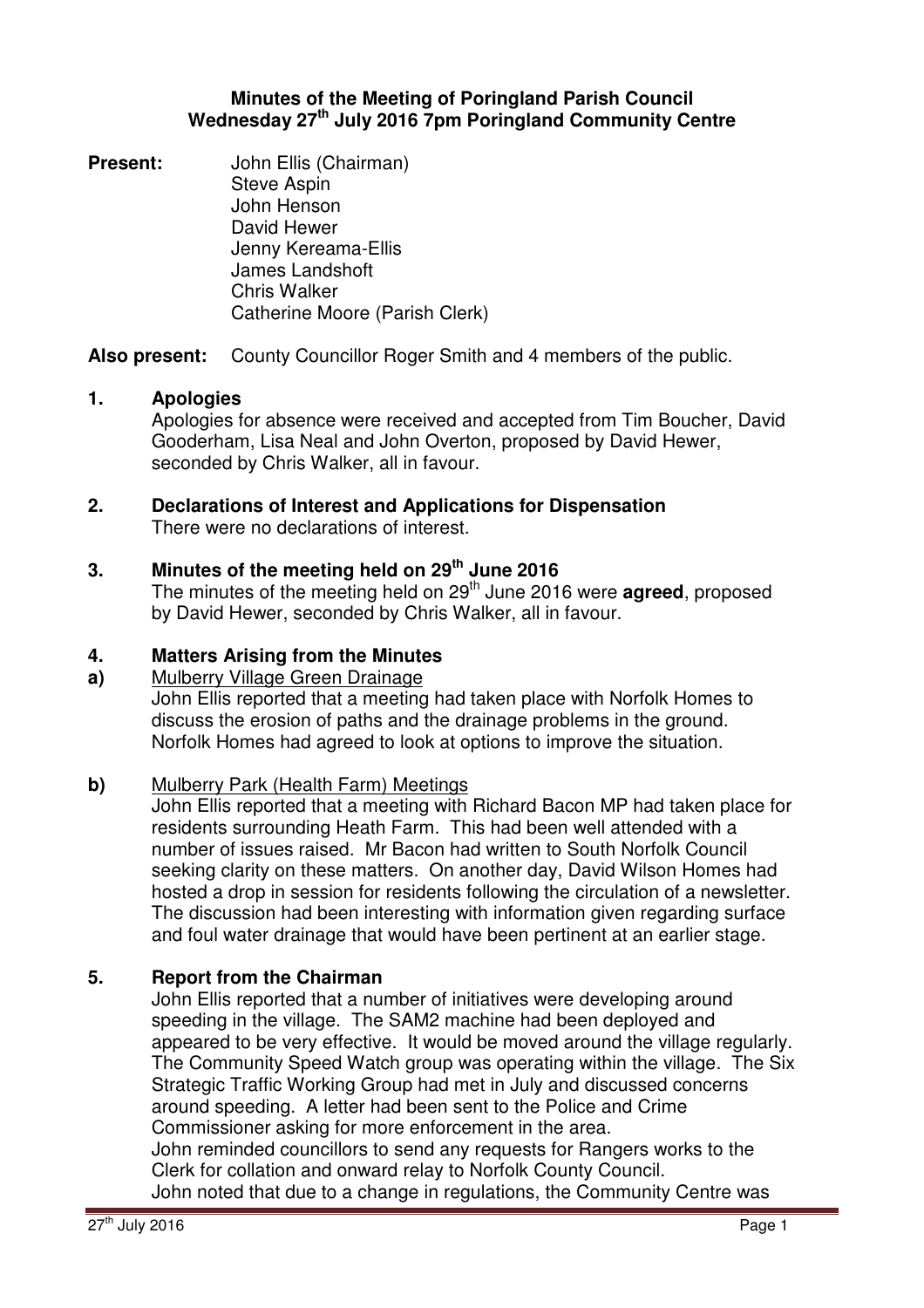# Minutes of the Meeting of Poringland Parish Council
## Wednesday 27th July 2016 7pm Poringland Community Centre

**Present:**
John Ellis (Chairman)
Steve Aspin
John Henson
David Hewer
Jenny Kereama-Ellis
James Landshoft
Chris Walker
Catherine Moore (Parish Clerk)

**Also present:** County Councillor Roger Smith and 4 members of the public.

### 1. Apologies

Apologies for absence were received and accepted from Tim Boucher, David Gooderham, Lisa Neal and John Overton, proposed by David Hewer, seconded by Chris Walker, all in favour.

### 2. Declarations of Interest and Applications for Dispensation

There were no declarations of interest.

### 3. Minutes of the meeting held on 29th June 2016

The minutes of the meeting held on 29th June 2016 were **agreed**, proposed by David Hewer, seconded by Chris Walker, all in favour.

### 4. Matters Arising from the Minutes

**a)** Mulberry Village Green Drainage

John Ellis reported that a meeting had taken place with Norfolk Homes to discuss the erosion of paths and the drainage problems in the ground. Norfolk Homes had agreed to look at options to improve the situation.

**b)** Mulberry Park (Health Farm) Meetings

John Ellis reported that a meeting with Richard Bacon MP had taken place for residents surrounding Heath Farm. This had been well attended with a number of issues raised. Mr Bacon had written to South Norfolk Council seeking clarity on these matters. On another day, David Wilson Homes had hosted a drop in session for residents following the circulation of a newsletter. The discussion had been interesting with information given regarding surface and foul water drainage that would have been pertinent at an earlier stage.

### 5. Report from the Chairman

John Ellis reported that a number of initiatives were developing around speeding in the village. The SAM2 machine had been deployed and appeared to be very effective. It would be moved around the village regularly. The Community Speed Watch group was operating within the village. The Six Strategic Traffic Working Group had met in July and discussed concerns around speeding. A letter had been sent to the Police and Crime Commissioner asking for more enforcement in the area.

John reminded councillors to send any requests for Rangers works to the Clerk for collation and onward relay to Norfolk County Council.

John noted that due to a change in regulations, the Community Centre was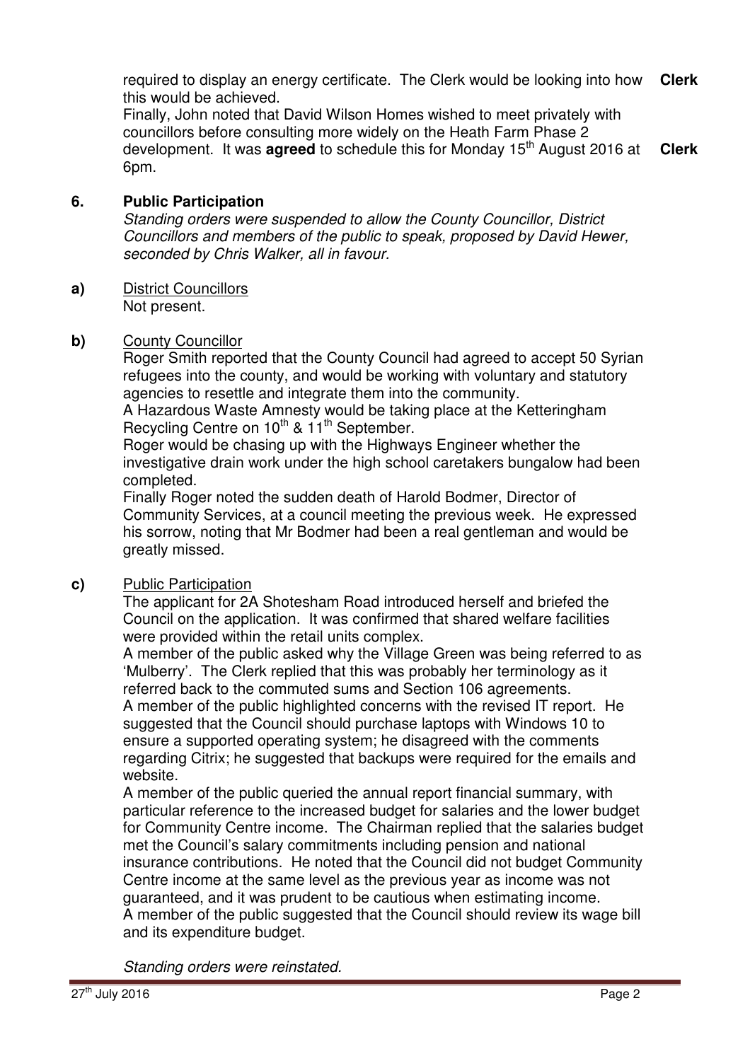required to display an energy certificate. The Clerk would be looking into how this would be achieved. **Clerk**

Finally, John noted that David Wilson Homes wished to meet privately with councillors before consulting more widely on the Heath Farm Phase 2 development. It was **agreed** to schedule this for Monday 15th August 2016 at 6pm. **Clerk**

## 6. Public Participation

*Standing orders were suspended to allow the County Councillor, District Councillors and members of the public to speak, proposed by David Hewer, seconded by Chris Walker, all in favour.*

**a)** District Councillors

Not present.

**b)** County Councillor

Roger Smith reported that the County Council had agreed to accept 50 Syrian refugees into the county, and would be working with voluntary and statutory agencies to resettle and integrate them into the community.

A Hazardous Waste Amnesty would be taking place at the Ketteringham Recycling Centre on 10th & 11th September.

Roger would be chasing up with the Highways Engineer whether the investigative drain work under the high school caretakers bungalow had been completed.

Finally Roger noted the sudden death of Harold Bodmer, Director of Community Services, at a council meeting the previous week. He expressed his sorrow, noting that Mr Bodmer had been a real gentleman and would be greatly missed.

**c)** Public Participation

The applicant for 2A Shotesham Road introduced herself and briefed the Council on the application. It was confirmed that shared welfare facilities were provided within the retail units complex.

A member of the public asked why the Village Green was being referred to as 'Mulberry'. The Clerk replied that this was probably her terminology as it referred back to the commuted sums and Section 106 agreements.

A member of the public highlighted concerns with the revised IT report. He suggested that the Council should purchase laptops with Windows 10 to ensure a supported operating system; he disagreed with the comments regarding Citrix; he suggested that backups were required for the emails and website.

A member of the public queried the annual report financial summary, with particular reference to the increased budget for salaries and the lower budget for Community Centre income. The Chairman replied that the salaries budget met the Council's salary commitments including pension and national insurance contributions. He noted that the Council did not budget Community Centre income at the same level as the previous year as income was not guaranteed, and it was prudent to be cautious when estimating income.

A member of the public suggested that the Council should review its wage bill and its expenditure budget.

*Standing orders were reinstated.*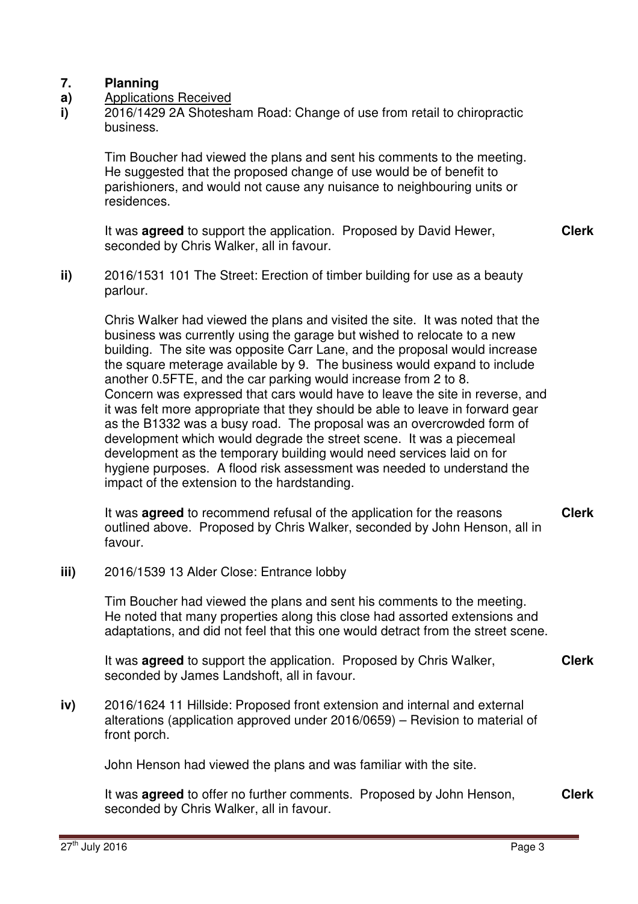## 7. Planning

### a) Applications Received

**i)** 2016/1429 2A Shotesham Road: Change of use from retail to chiropractic business.

Tim Boucher had viewed the plans and sent his comments to the meeting. He suggested that the proposed change of use would be of benefit to parishioners, and would not cause any nuisance to neighbouring units or residences.

It was **agreed** to support the application. Proposed by David Hewer, seconded by Chris Walker, all in favour. **Clerk**

**ii)** 2016/1531 101 The Street: Erection of timber building for use as a beauty parlour.

Chris Walker had viewed the plans and visited the site. It was noted that the business was currently using the garage but wished to relocate to a new building. The site was opposite Carr Lane, and the proposal would increase the square meterage available by 9. The business would expand to include another 0.5FTE, and the car parking would increase from 2 to 8. Concern was expressed that cars would have to leave the site in reverse, and it was felt more appropriate that they should be able to leave in forward gear as the B1332 was a busy road. The proposal was an overcrowded form of development which would degrade the street scene. It was a piecemeal development as the temporary building would need services laid on for hygiene purposes. A flood risk assessment was needed to understand the impact of the extension to the hardstanding.

It was **agreed** to recommend refusal of the application for the reasons outlined above. Proposed by Chris Walker, seconded by John Henson, all in favour. **Clerk**

**iii)** 2016/1539 13 Alder Close: Entrance lobby

Tim Boucher had viewed the plans and sent his comments to the meeting. He noted that many properties along this close had assorted extensions and adaptations, and did not feel that this one would detract from the street scene.

It was **agreed** to support the application. Proposed by Chris Walker, seconded by James Landshoft, all in favour. **Clerk**

**iv)** 2016/1624 11 Hillside: Proposed front extension and internal and external alterations (application approved under 2016/0659) – Revision to material of front porch.

John Henson had viewed the plans and was familiar with the site.

It was **agreed** to offer no further comments. Proposed by John Henson, seconded by Chris Walker, all in favour. **Clerk**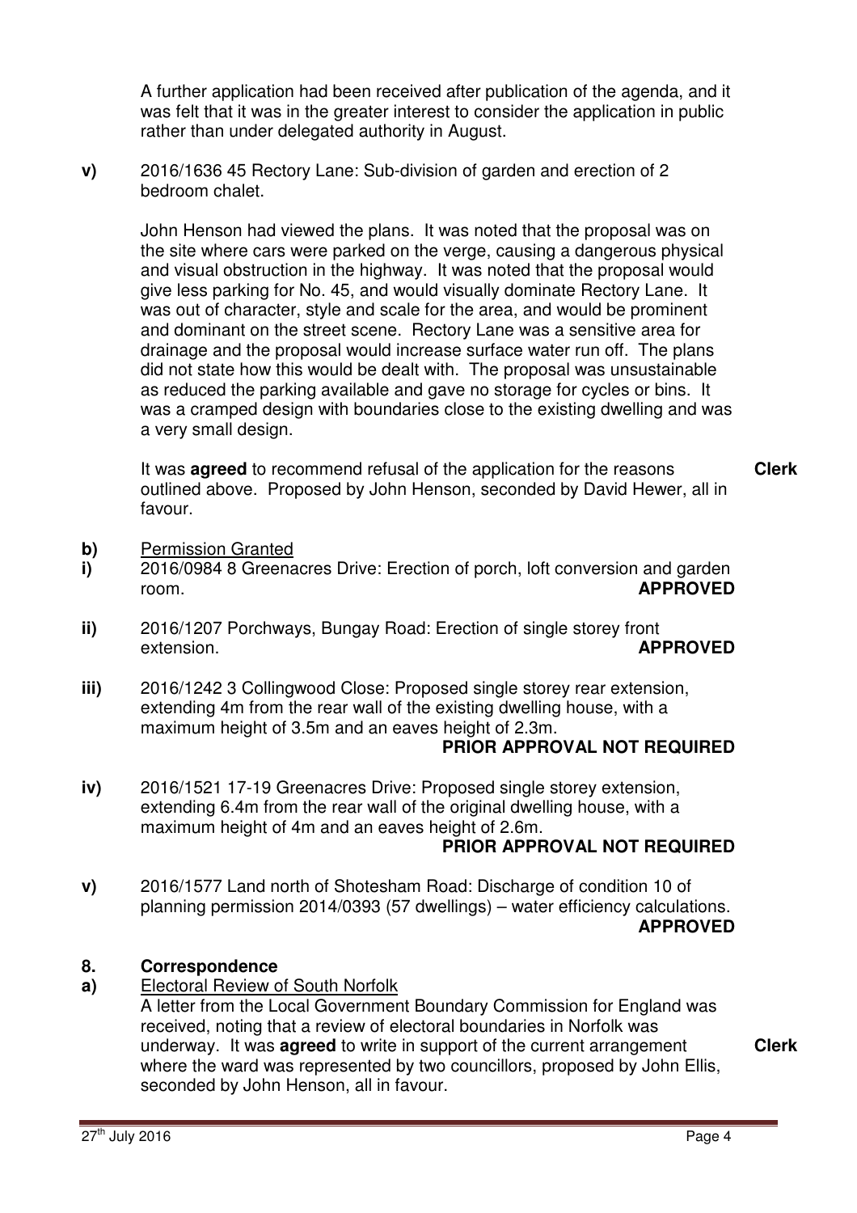A further application had been received after publication of the agenda, and it was felt that it was in the greater interest to consider the application in public rather than under delegated authority in August.

**v)** 2016/1636 45 Rectory Lane: Sub-division of garden and erection of 2 bedroom chalet.

John Henson had viewed the plans. It was noted that the proposal was on the site where cars were parked on the verge, causing a dangerous physical and visual obstruction in the highway. It was noted that the proposal would give less parking for No. 45, and would visually dominate Rectory Lane. It was out of character, style and scale for the area, and would be prominent and dominant on the street scene. Rectory Lane was a sensitive area for drainage and the proposal would increase surface water run off. The plans did not state how this would be dealt with. The proposal was unsustainable as reduced the parking available and gave no storage for cycles or bins. It was a cramped design with boundaries close to the existing dwelling and was a very small design.

It was **agreed** to recommend refusal of the application for the reasons outlined above. Proposed by John Henson, seconded by David Hewer, all in favour. **Clerk**

**b)** Permission Granted

**i)** 2016/0984 8 Greenacres Drive: Erection of porch, loft conversion and garden room. **APPROVED**

**ii)** 2016/1207 Porchways, Bungay Road: Erection of single storey front extension. **APPROVED**

**iii)** 2016/1242 3 Collingwood Close: Proposed single storey rear extension, extending 4m from the rear wall of the existing dwelling house, with a maximum height of 3.5m and an eaves height of 2.3m. **PRIOR APPROVAL NOT REQUIRED**

**iv)** 2016/1521 17-19 Greenacres Drive: Proposed single storey extension, extending 6.4m from the rear wall of the original dwelling house, with a maximum height of 4m and an eaves height of 2.6m. **PRIOR APPROVAL NOT REQUIRED**

**v)** 2016/1577 Land north of Shotesham Road: Discharge of condition 10 of planning permission 2014/0393 (57 dwellings) – water efficiency calculations. **APPROVED**

## 8. Correspondence

**a)** Electoral Review of South Norfolk

A letter from the Local Government Boundary Commission for England was received, noting that a review of electoral boundaries in Norfolk was underway. It was **agreed** to write in support of the current arrangement where the ward was represented by two councillors, proposed by John Ellis, seconded by John Henson, all in favour. **Clerk**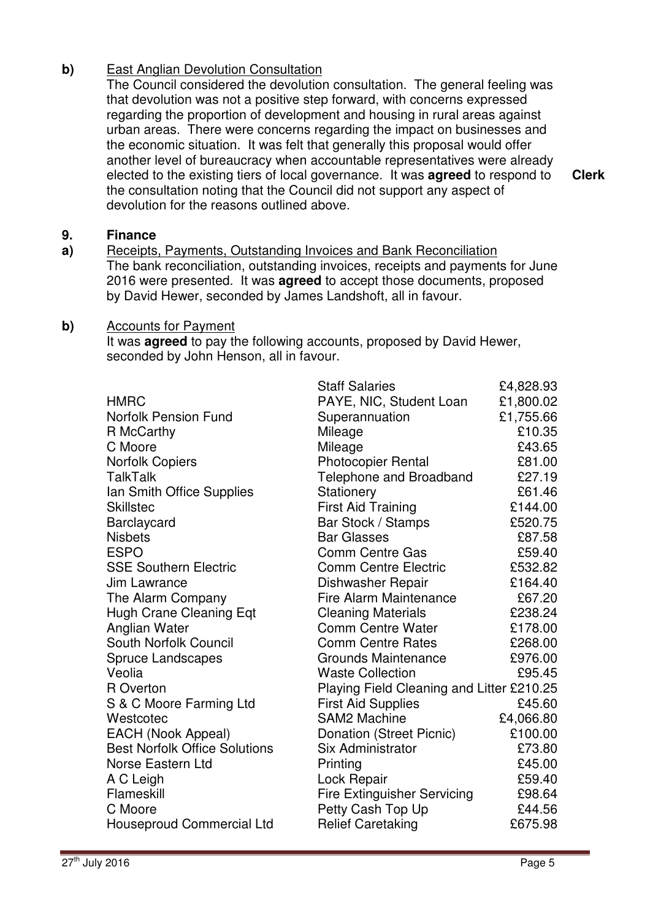**b)** East Anglian Devolution Consultation

The Council considered the devolution consultation. The general feeling was that devolution was not a positive step forward, with concerns expressed regarding the proportion of development and housing in rural areas against urban areas. There were concerns regarding the impact on businesses and the economic situation. It was felt that generally this proposal would offer another level of bureaucracy when accountable representatives were already elected to the existing tiers of local governance. It was **agreed** to respond to the consultation noting that the Council did not support any aspect of devolution for the reasons outlined above. **Clerk**

## 9. Finance

**a)** Receipts, Payments, Outstanding Invoices and Bank Reconciliation

The bank reconciliation, outstanding invoices, receipts and payments for June 2016 were presented. It was **agreed** to accept those documents, proposed by David Hewer, seconded by James Landshoft, all in favour.

**b)** Accounts for Payment

It was **agreed** to pay the following accounts, proposed by David Hewer, seconded by John Henson, all in favour.

| | | |
|---|---|---|
| | Staff Salaries | £4,828.93 |
| HMRC | PAYE, NIC, Student Loan | £1,800.02 |
| Norfolk Pension Fund | Superannuation | £1,755.66 |
| R McCarthy | Mileage | £10.35 |
| C Moore | Mileage | £43.65 |
| Norfolk Copiers | Photocopier Rental | £81.00 |
| TalkTalk | Telephone and Broadband | £27.19 |
| Ian Smith Office Supplies | Stationery | £61.46 |
| Skillstec | First Aid Training | £144.00 |
| Barclaycard | Bar Stock / Stamps | £520.75 |
| Nisbets | Bar Glasses | £87.58 |
| ESPO | Comm Centre Gas | £59.40 |
| SSE Southern Electric | Comm Centre Electric | £532.82 |
| Jim Lawrance | Dishwasher Repair | £164.40 |
| The Alarm Company | Fire Alarm Maintenance | £67.20 |
| Hugh Crane Cleaning Eqt | Cleaning Materials | £238.24 |
| Anglian Water | Comm Centre Water | £178.00 |
| South Norfolk Council | Comm Centre Rates | £268.00 |
| Spruce Landscapes | Grounds Maintenance | £976.00 |
| Veolia | Waste Collection | £95.45 |
| R Overton | Playing Field Cleaning and Litter | £210.25 |
| S & C Moore Farming Ltd | First Aid Supplies | £45.60 |
| Westcotec | SAM2 Machine | £4,066.80 |
| EACH (Nook Appeal) | Donation (Street Picnic) | £100.00 |
| Best Norfolk Office Solutions | Six Administrator | £73.80 |
| Norse Eastern Ltd | Printing | £45.00 |
| A C Leigh | Lock Repair | £59.40 |
| Flameskill | Fire Extinguisher Servicing | £98.64 |
| C Moore | Petty Cash Top Up | £44.56 |
| Houseproud Commercial Ltd | Relief Caretaking | £675.98 |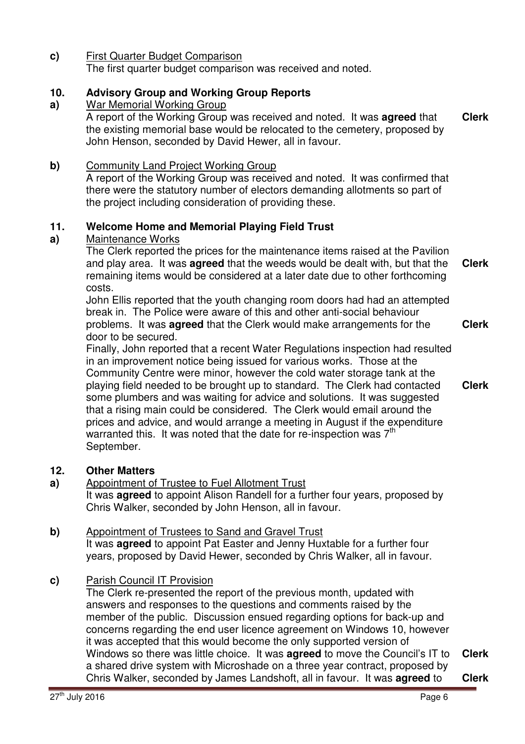**c)** <u>First Quarter Budget Comparison</u>
The first quarter budget comparison was received and noted.

## 10. Advisory Group and Working Group Reports

**a)** <u>War Memorial Working Group</u>
A report of the Working Group was received and noted. It was **agreed** that the existing memorial base would be relocated to the cemetery, proposed by John Henson, seconded by David Hewer, all in favour. **Clerk**

**b)** <u>Community Land Project Working Group</u>
A report of the Working Group was received and noted. It was confirmed that there were the statutory number of electors demanding allotments so part of the project including consideration of providing these.

## 11. Welcome Home and Memorial Playing Field Trust

**a)** <u>Maintenance Works</u>
The Clerk reported the prices for the maintenance items raised at the Pavilion and play area. It was **agreed** that the weeds would be dealt with, but that the remaining items would be considered at a later date due to other forthcoming costs. **Clerk**

John Ellis reported that the youth changing room doors had had an attempted break in. The Police were aware of this and other anti-social behaviour problems. It was **agreed** that the Clerk would make arrangements for the door to be secured. **Clerk**

Finally, John reported that a recent Water Regulations inspection had resulted in an improvement notice being issued for various works. Those at the Community Centre were minor, however the cold water storage tank at the playing field needed to be brought up to standard. The Clerk had contacted some plumbers and was waiting for advice and solutions. It was suggested that a rising main could be considered. The Clerk would email around the prices and advice, and would arrange a meeting in August if the expenditure warranted this. It was noted that the date for re-inspection was 7th September. **Clerk**

## 12. Other Matters

**a)** <u>Appointment of Trustee to Fuel Allotment Trust</u>
It was **agreed** to appoint Alison Randell for a further four years, proposed by Chris Walker, seconded by John Henson, all in favour.

**b)** <u>Appointment of Trustees to Sand and Gravel Trust</u>
It was **agreed** to appoint Pat Easter and Jenny Huxtable for a further four years, proposed by David Hewer, seconded by Chris Walker, all in favour.

**c)** <u>Parish Council IT Provision</u>
The Clerk re-presented the report of the previous month, updated with answers and responses to the questions and comments raised by the member of the public. Discussion ensued regarding options for back-up and concerns regarding the end user licence agreement on Windows 10, however it was accepted that this would become the only supported version of Windows so there was little choice. It was **agreed** to move the Council's IT to a shared drive system with Microshade on a three year contract, proposed by Chris Walker, seconded by James Landshoft, all in favour. It was **agreed** to **Clerk** **Clerk**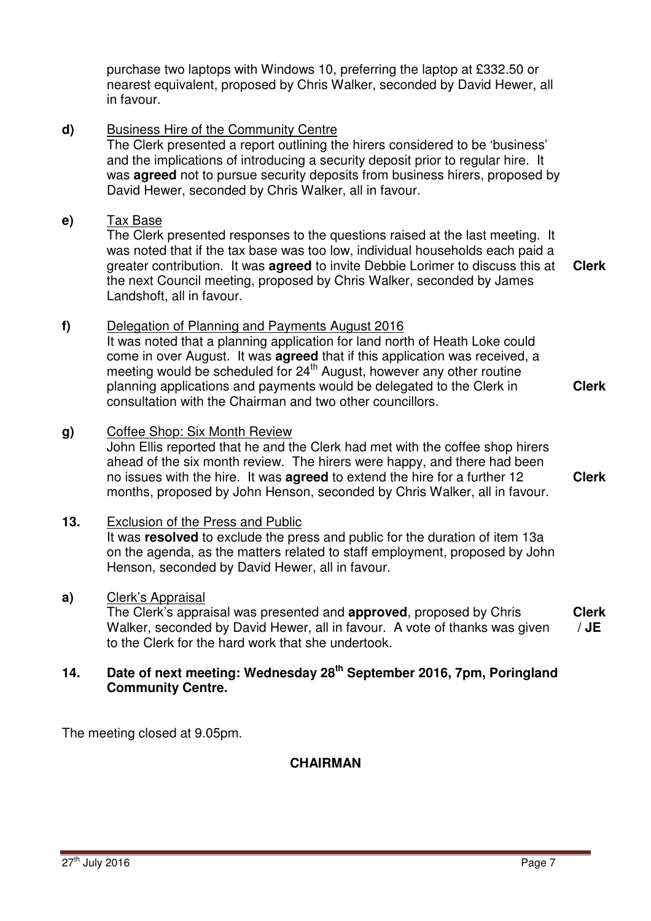purchase two laptops with Windows 10, preferring the laptop at £332.50 or nearest equivalent, proposed by Chris Walker, seconded by David Hewer, all in favour.

**d)** Business Hire of the Community Centre

The Clerk presented a report outlining the hirers considered to be 'business' and the implications of introducing a security deposit prior to regular hire. It was **agreed** not to pursue security deposits from business hirers, proposed by David Hewer, seconded by Chris Walker, all in favour.

**e)** Tax Base

The Clerk presented responses to the questions raised at the last meeting. It was noted that if the tax base was too low, individual households each paid a greater contribution. It was **agreed** to invite Debbie Lorimer to discuss this at the next Council meeting, proposed by Chris Walker, seconded by James Landshoft, all in favour. **Clerk**

**f)** Delegation of Planning and Payments August 2016

It was noted that a planning application for land north of Heath Loke could come in over August. It was **agreed** that if this application was received, a meeting would be scheduled for 24th August, however any other routine planning applications and payments would be delegated to the Clerk in consultation with the Chairman and two other councillors. **Clerk**

**g)** Coffee Shop: Six Month Review

John Ellis reported that he and the Clerk had met with the coffee shop hirers ahead of the six month review. The hirers were happy, and there had been no issues with the hire. It was **agreed** to extend the hire for a further 12 months, proposed by John Henson, seconded by Chris Walker, all in favour. **Clerk**

**13.** Exclusion of the Press and Public

It was **resolved** to exclude the press and public for the duration of item 13a on the agenda, as the matters related to staff employment, proposed by John Henson, seconded by David Hewer, all in favour.

**a)** Clerk's Appraisal

The Clerk's appraisal was presented and **approved**, proposed by Chris Walker, seconded by David Hewer, all in favour. A vote of thanks was given to the Clerk for the hard work that she undertook. **Clerk / JE**

**14. Date of next meeting: Wednesday 28th September 2016, 7pm, Poringland Community Centre.**

The meeting closed at 9.05pm.

**CHAIRMAN**